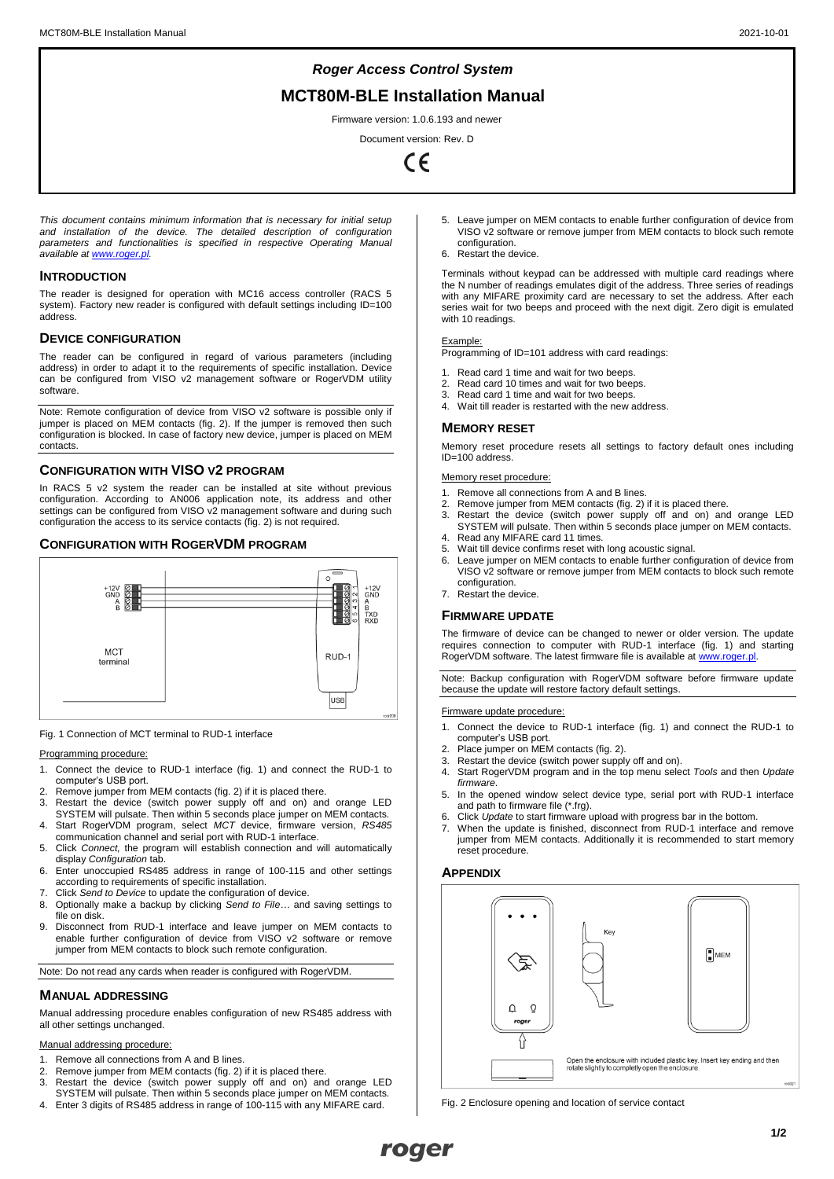# Roger Access Control System

# MCT80M-BLE Installation Manual

Firmware version: 1.0.6.193 and newer

Document version: Rev. D

*This document contains minimum information that is necessary for initial setup and installation of the device. The detailed description of configuration parameters and functionalities is specified in respective Operating Manual available at www.roger.pl.*

## INTRODUCTION

The reader is designed for operation with MC16 access controller (RACS 5 system). Factory new reader is configured with default settings including ID=100 address.

## DEVICE CONFIGURATION

The reader can be configured in regard of various parameters (including address) in order to adapt it to the requirements of specific installation. Device can be configured from VISO v2 management software or RogerVDM utility software.

Note: Remote configuration of device from VISO v2 software is possible only if jumper is placed on MEM contacts (fig. 2). If the jumper is removed then such configuration is blocked. In case of factory new device, jumper is placed on MEM contacts.

## CONFIGURATION WITH VISO V2 PROGRAM

In RACS 5 v2 system the reader can be installed at site without previous configuration. According to AN006 application note, its address and other settings can be configured from VISO v2 management software and during such configuration the access to its service contacts (fig. 2) is not required.

## CONFIGURATION WITH ROGERVDM PROGRAM

Fig. 1 Connection of MCT terminal to RUD-1 interface

Programming procedure:

1. Connect the device to RUD-1 interface (fig. 1) and connect the RUD-1 to computer's USB port.
2. Remove jumper from MEM contacts (fig. 2) if it is placed there.
3. Restart the device (switch power supply off and on) and orange LED SYSTEM will pulsate. Then within 5 seconds place jumper on MEM contacts.
4. Start RogerVDM program, select *MCT* device, firmware version, *RS485* communication channel and serial port with RUD-1 interface.
5. Click *Connect,* the program will establish connection and will automatically display *Configuration* tab.
6. Enter unoccupied RS485 address in range of 100-115 and other settings according to requirements of specific installation.
7. Click *Send to Device* to update the configuration of device.
8. Optionally make a backup by clicking *Send to File…* and saving settings to file on disk.
9. Disconnect from RUD-1 interface and leave jumper on MEM contacts to enable further configuration of device from VISO v2 software or remove jumper from MEM contacts to block such remote configuration.

Note: Do not read any cards when reader is configured with RogerVDM.

## MANUAL ADDRESSING

Manual addressing procedure enables configuration of new RS485 address with all other settings unchanged.

Manual addressing procedure:

1. Remove all connections from A and B lines.
2. Remove jumper from MEM contacts (fig. 2) if it is placed there.
3. Restart the device (switch power supply off and on) and orange LED SYSTEM will pulsate. Then within 5 seconds place jumper on MEM contacts.
4. Enter 3 digits of RS485 address in range of 100-115 with any MIFARE card.
5. Leave jumper on MEM contacts to enable further configuration of device from VISO v2 software or remove jumper from MEM contacts to block such remote configuration.
6. Restart the device.

Terminals without keypad can be addressed with multiple card readings where the N number of readings emulates digit of the address. Three series of readings with any MIFARE proximity card are necessary to set the address. After each series wait for two beeps and proceed with the next digit. Zero digit is emulated with 10 readings.

Example:

Programming of ID=101 address with card readings:

1. Read card 1 time and wait for two beeps.
2. Read card 10 times and wait for two beeps.
3. Read card 1 time and wait for two beeps.
4. Wait till reader is restarted with the new address.

## MEMORY RESET

Memory reset procedure resets all settings to factory default ones including ID=100 address.

Memory reset procedure:

1. Remove all connections from A and B lines.
2. Remove jumper from MEM contacts (fig. 2) if it is placed there.
3. Restart the device (switch power supply off and on) and orange LED SYSTEM will pulsate. Then within 5 seconds place jumper on MEM contacts.
4. Read any MIFARE card 11 times.
5. Wait till device confirms reset with long acoustic signal.
6. Leave jumper on MEM contacts to enable further configuration of device from VISO v2 software or remove jumper from MEM contacts to block such remote configuration.
7. Restart the device.

## FIRMWARE UPDATE

The firmware of device can be changed to newer or older version. The update requires connection to computer with RUD-1 interface (fig. 1) and starting RogerVDM software. The latest firmware file is available at www.roger.pl.

Note: Backup configuration with RogerVDM software before firmware update because the update will restore factory default settings.

Firmware update procedure:

1. Connect the device to RUD-1 interface (fig. 1) and connect the RUD-1 to computer's USB port.
2. Place jumper on MEM contacts (fig. 2).
3. Restart the device (switch power supply off and on).
4. Start RogerVDM program and in the top menu select *Tools* and then *Update firmware*.
5. In the opened window select device type, serial port with RUD-1 interface and path to firmware file (\*.frg).
6. Click *Update* to start firmware upload with progress bar in the bottom.
7. When the update is finished, disconnect from RUD-1 interface and remove jumper from MEM contacts. Additionally it is recommended to start memory reset procedure.

## APPENDIX

Open the enclosure with included plastic key. Insert key ending and then rotate slightly to completely open the enclosure.

Fig. 2 Enclosure opening and location of service contact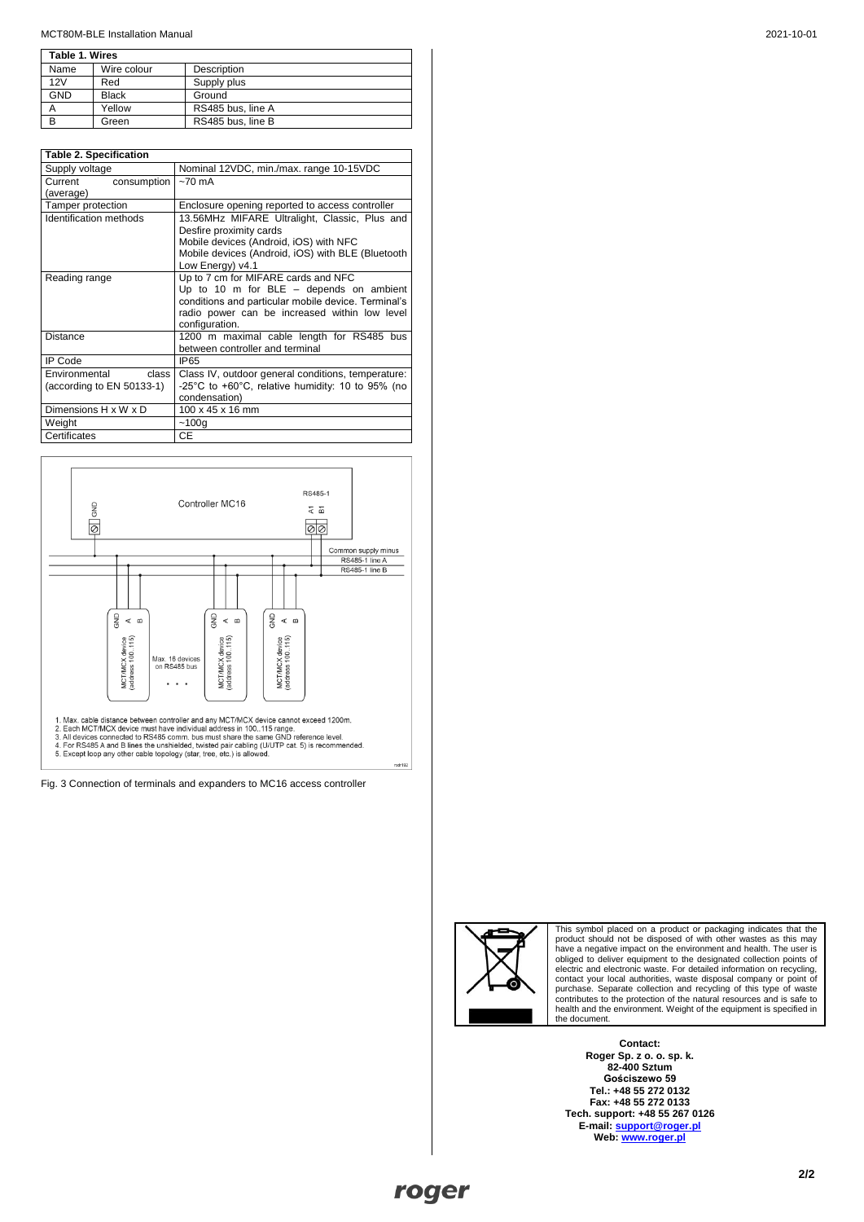| Table 1. Wires | | |
|---|---|---|
| Name | Wire colour | Description |
| 12V | Red | Supply plus |
| GND | Black | Ground |
| A | Yellow | RS485 bus, line A |
| B | Green | RS485 bus, line B |

| Table 2. Specification | |
|---|---|
| Supply voltage | Nominal 12VDC, min./max. range 10-15VDC |
| Current consumption (average) | ~70 mA |
| Tamper protection | Enclosure opening reported to access controller |
| Identification methods | 13.56MHz MIFARE Ultralight, Classic, Plus and Desfire proximity cards<br>Mobile devices (Android, iOS) with NFC<br>Mobile devices (Android, iOS) with BLE (Bluetooth Low Energy) v4.1 |
| Reading range | Up to 7 cm for MIFARE cards and NFC<br>Up to 10 m for BLE – depends on ambient conditions and particular mobile device. Terminal's radio power can be increased within low level configuration. |
| Distance | 1200 m maximal cable length for RS485 bus between controller and terminal |
| IP Code | IP65 |
| Environmental class (according to EN 50133-1) | Class IV, outdoor general conditions, temperature: -25°C to +60°C, relative humidity: 10 to 95% (no condensation) |
| Dimensions H x W x D | 100 x 45 x 16 mm |
| Weight | ~100g |
| Certificates | CE |

Controller MC16

GND

RS485-1

A1 B1

Common supply minus

RS485-1 line A

RS485-1 line B

GND A B

MCT/MCX device (address 100..115)

Max. 16 devices on RS485 bus

1. Max. cable distance between controller and any MCT/MCX device cannot exceed 1200m.
2. Each MCT/MCX device must have individual address in 100..115 range.
3. All devices connected to RS485 comm. bus must share the same GND reference level.
4. For RS485 A and B lines the unshielded, twisted pair cabling (U/UTP cat. 5) is recommended.
5. Except loop any other cable topology (star, tree, etc.) is allowed.

Fig. 3 Connection of terminals and expanders to MC16 access controller

This symbol placed on a product or packaging indicates that the product should not be disposed of with other wastes as this may have a negative impact on the environment and health. The user is obliged to deliver equipment to the designated collection points of electric and electronic waste. For detailed information on recycling, contact your local authorities, waste disposal company or point of purchase. Separate collection and recycling of this type of waste contributes to the protection of the natural resources and is safe to health and the environment. Weight of the equipment is specified in the document.

**Contact:**
**Roger Sp. z o. o. sp. k.**
**82-400 Sztum**
**Gościszewo 59**
**Tel.: +48 55 272 0132**
**Fax: +48 55 272 0133**
**Tech. support: +48 55 267 0126**
**E-mail: support@roger.pl**
**Web: www.roger.pl**